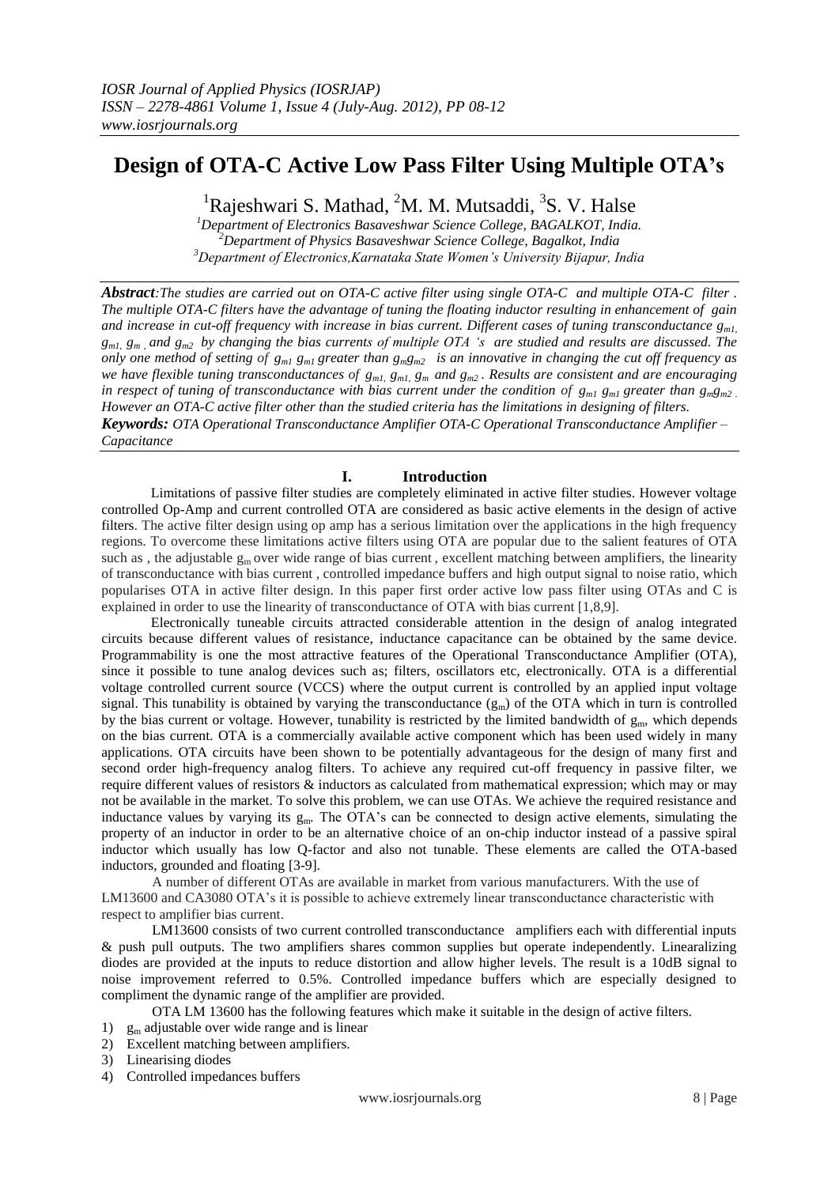# Design of OTA-C Active Low Pass Filter Using Multiple OTA's

[1]Rajeshwari S. Mathad, [2]M. M. Mutsaddi, [3]S. V. Halse

[1]*Department of Electronics Basaveshwar Science College, BAGALKOT, India.*
[2]*Department of Physics Basaveshwar Science College, Bagalkot, India*
[3]*Department of Electronics,Karnataka State Women's University Bijapur, India*

***Abstract****:The studies are carried out on OTA-C active filter using single OTA-C and multiple OTA-C filter . The multiple OTA-C filters have the advantage of tuning the floating inductor resulting in enhancement of gain and increase in cut-off frequency with increase in bias current. Different cases of tuning transconductance $g_{m1}$, $g_{m1}$, $g_m$ , and $g_{m2}$ by changing the bias currents of multiple OTA 's are studied and results are discussed. The only one method of setting of $g_{m1}$ $g_{m1}$ greater than $g_m g_{m2}$ is an innovative in changing the cut off frequency as we have flexible tuning transconductances of $g_{m1}$, $g_{m1}$, $g_m$ and $g_{m2}$ . Results are consistent and are encouraging in respect of tuning of transconductance with bias current under the condition of $g_{m1}$ $g_{m1}$ greater than $g_m g_{m2}$ . However an OTA-C active filter other than the studied criteria has the limitations in designing of filters.*

***Keywords:*** *OTA Operational Transconductance Amplifier OTA-C Operational Transconductance Amplifier – Capacitance*

## I. Introduction

Limitations of passive filter studies are completely eliminated in active filter studies. However voltage controlled Op-Amp and current controlled OTA are considered as basic active elements in the design of active filters. The active filter design using op amp has a serious limitation over the applications in the high frequency regions. To overcome these limitations active filters using OTA are popular due to the salient features of OTA such as , the adjustable $g_m$ over wide range of bias current , excellent matching between amplifiers, the linearity of transconductance with bias current , controlled impedance buffers and high output signal to noise ratio, which popularises OTA in active filter design. In this paper first order active low pass filter using OTAs and C is explained in order to use the linearity of transconductance of OTA with bias current [1,8,9].

Electronically tuneable circuits attracted considerable attention in the design of analog integrated circuits because different values of resistance, inductance capacitance can be obtained by the same device. Programmability is one the most attractive features of the Operational Transconductance Amplifier (OTA), since it possible to tune analog devices such as; filters, oscillators etc, electronically. OTA is a differential voltage controlled current source (VCCS) where the output current is controlled by an applied input voltage signal. This tunability is obtained by varying the transconductance ($g_m$) of the OTA which in turn is controlled by the bias current or voltage. However, tunability is restricted by the limited bandwidth of $g_m$, which depends on the bias current. OTA is a commercially available active component which has been used widely in many applications. OTA circuits have been shown to be potentially advantageous for the design of many first and second order high-frequency analog filters. To achieve any required cut-off frequency in passive filter, we require different values of resistors & inductors as calculated from mathematical expression; which may or may not be available in the market. To solve this problem, we can use OTAs. We achieve the required resistance and inductance values by varying its $g_m$. The OTA's can be connected to design active elements, simulating the property of an inductor in order to be an alternative choice of an on-chip inductor instead of a passive spiral inductor which usually has low Q-factor and also not tunable. These elements are called the OTA-based inductors, grounded and floating [3-9].

A number of different OTAs are available in market from various manufacturers. With the use of LM13600 and CA3080 OTA's it is possible to achieve extremely linear transconductance characteristic with respect to amplifier bias current.

LM13600 consists of two current controlled transconductance amplifiers each with differential inputs & push pull outputs. The two amplifiers shares common supplies but operate independently. Linearalizing diodes are provided at the inputs to reduce distortion and allow higher levels. The result is a 10dB signal to noise improvement referred to 0.5%. Controlled impedance buffers which are especially designed to compliment the dynamic range of the amplifier are provided.

OTA LM 13600 has the following features which make it suitable in the design of active filters.

1) $g_m$ adjustable over wide range and is linear
2) Excellent matching between amplifiers.
3) Linearising diodes
4) Controlled impedances buffers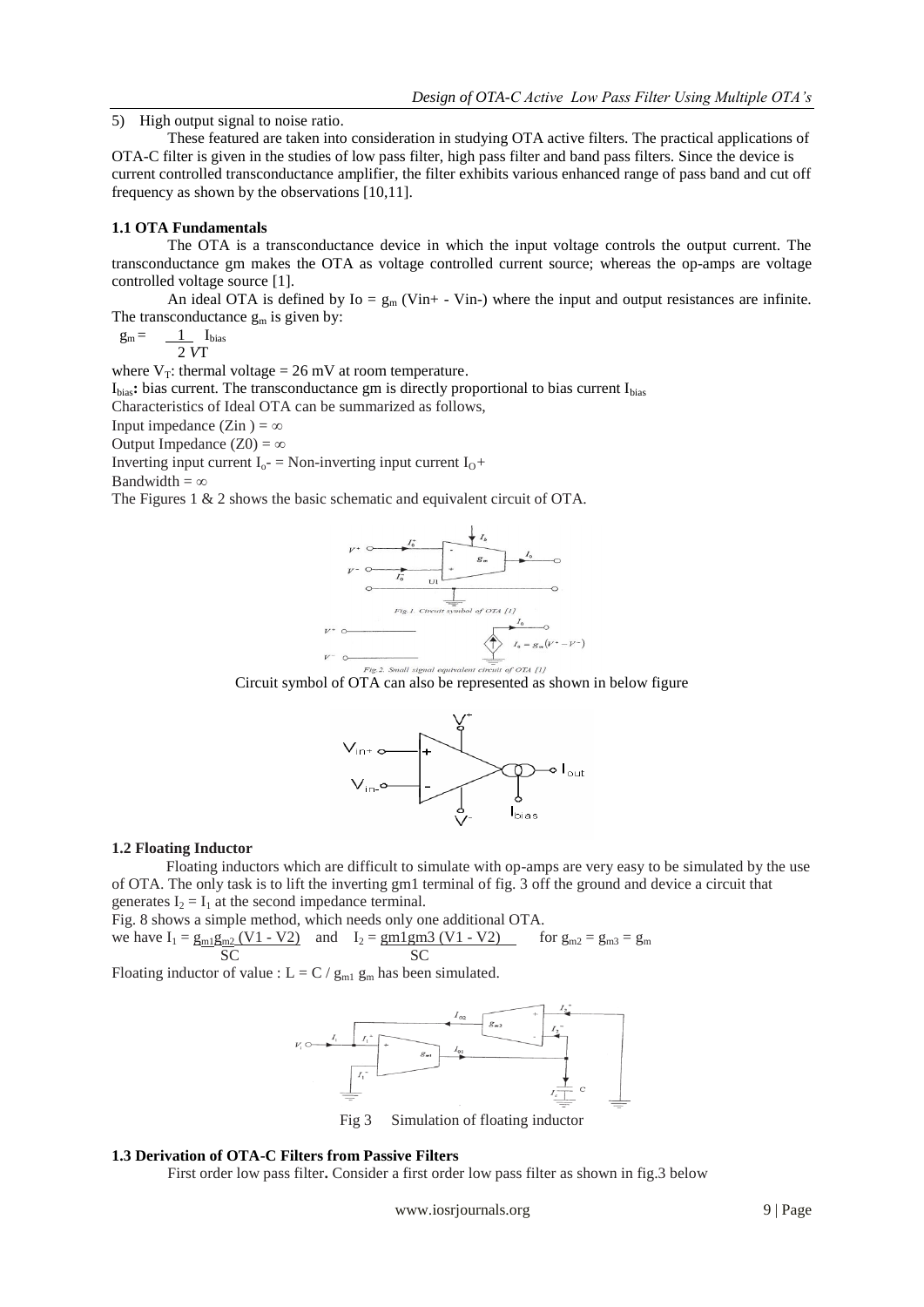5) High output signal to noise ratio.

These featured are taken into consideration in studying OTA active filters. The practical applications of OTA-C filter is given in the studies of low pass filter, high pass filter and band pass filters. Since the device is current controlled transconductance amplifier, the filter exhibits various enhanced range of pass band and cut off frequency as shown by the observations [10,11].

### 1.1 OTA Fundamentals

The OTA is a transconductance device in which the input voltage controls the output current. The transconductance gm makes the OTA as voltage controlled current source; whereas the op-amps are voltage controlled voltage source [1].

An ideal OTA is defined by $I_o = g_m (V_{in+} - V_{in-})$ where the input and output resistances are infinite. The transconductance $g_m$ is given by:

$$g_m = \frac{1}{2V_T} I_{bias}$$

where $V_T$: thermal voltage = 26 mV at room temperature.

**$I_{bias}$:** bias current. The transconductance gm is directly proportional to bias current $I_{bias}$

Characteristics of Ideal OTA can be summarized as follows,

Input impedance ($Z_{in}$) = $\infty$

Output Impedance ($Z_0$) = $\infty$

Inverting input current $I_o-$ = Non-inverting input current $I_O+$

Bandwidth = $\infty$

The Figures 1 & 2 shows the basic schematic and equivalent circuit of OTA.

*Fig.1. Circuit symbol of OTA [1]*

*Fig.2. Small signal equivalent circuit of OTA [1]*

Circuit symbol of OTA can also be represented as shown in below figure

### 1.2 Floating Inductor

Floating inductors which are difficult to simulate with op-amps are very easy to be simulated by the use of OTA. The only task is to lift the inverting gm1 terminal of fig. 3 off the ground and device a circuit that generates $I_2 = I_1$ at the second impedance terminal.

Fig. 8 shows a simple method, which needs only one additional OTA.

we have $I_1 = \frac{g_{m1} g_{m2} (V1 - V2)}{SC}$ and $I_2 = \frac{g_{m1} g_{m3} (V1 - V2)}{SC}$ for $g_{m2} = g_{m3} = g_m$

Floating inductor of value : $L = C / g_{m1} g_m$ has been simulated.

Fig 3 Simulation of floating inductor

### 1.3 Derivation of OTA-C Filters from Passive Filters

First order low pass filter**.** Consider a first order low pass filter as shown in fig.3 below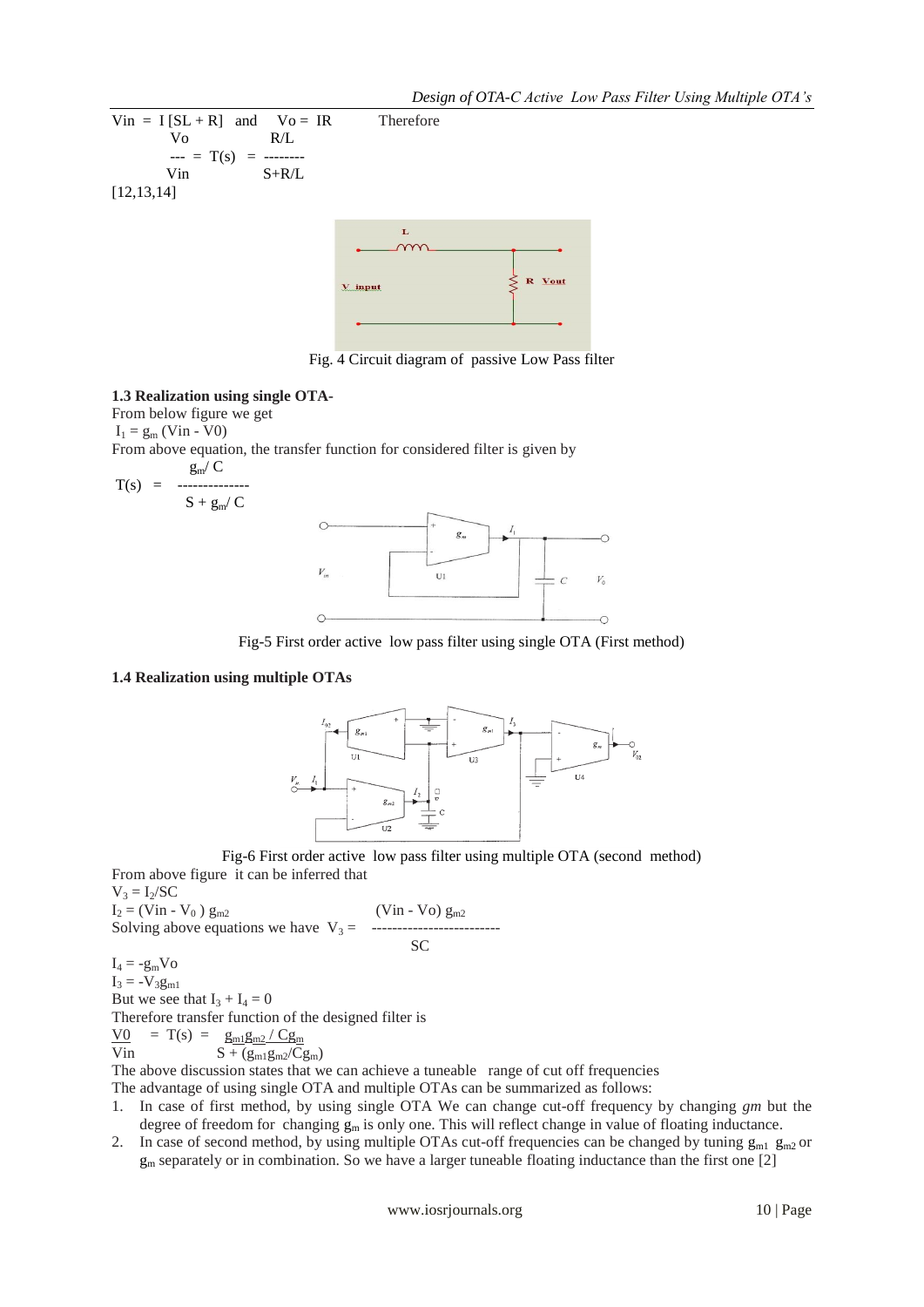$V_{in} = I\,[SL + R]$ and $V_o = IR$ Therefore

$$\frac{V_o}{V_{in}} = T(s) = \frac{R/L}{S + R/L}$$

[12,13,14]

Fig. 4 Circuit diagram of passive Low Pass filter

**1.3 Realization using single OTA-**

From below figure we get

$I_1 = g_m\,(V_{in} - V_0)$

From above equation, the transfer function for considered filter is given by

$$T(s) = \frac{g_m/C}{S + g_m/C}$$

Fig-5 First order active low pass filter using single OTA (First method)

**1.4 Realization using multiple OTAs**

Fig-6 First order active low pass filter using multiple OTA (second method)

From above figure it can be inferred that

$V_3 = I_2/SC$

$I_2 = (V_{in} - V_0)\,g_{m2}$

Solving above equations we have $V_3 = \dfrac{(V_{in} - V_o)\,g_{m2}}{SC}$

$I_4 = -g_m V_o$

$I_3 = -V_3 g_{m1}$

But we see that $I_3 + I_4 = 0$

Therefore transfer function of the designed filter is

$$\frac{V_0}{V_{in}} = T(s) = \frac{g_{m1}g_{m2}/Cg_m}{S + (g_{m1}g_{m2}/Cg_m)}$$

The above discussion states that we can achieve a tuneable range of cut off frequencies

The advantage of using single OTA and multiple OTAs can be summarized as follows:

1. In case of first method, by using single OTA We can change cut-off frequency by changing *gm* but the degree of freedom for changing $g_m$ is only one. This will reflect change in value of floating inductance.
2. In case of second method, by using multiple OTAs cut-off frequencies can be changed by tuning $g_{m1}$ $g_{m2}$ or $g_m$ separately or in combination. So we have a larger tuneable floating inductance than the first one [2]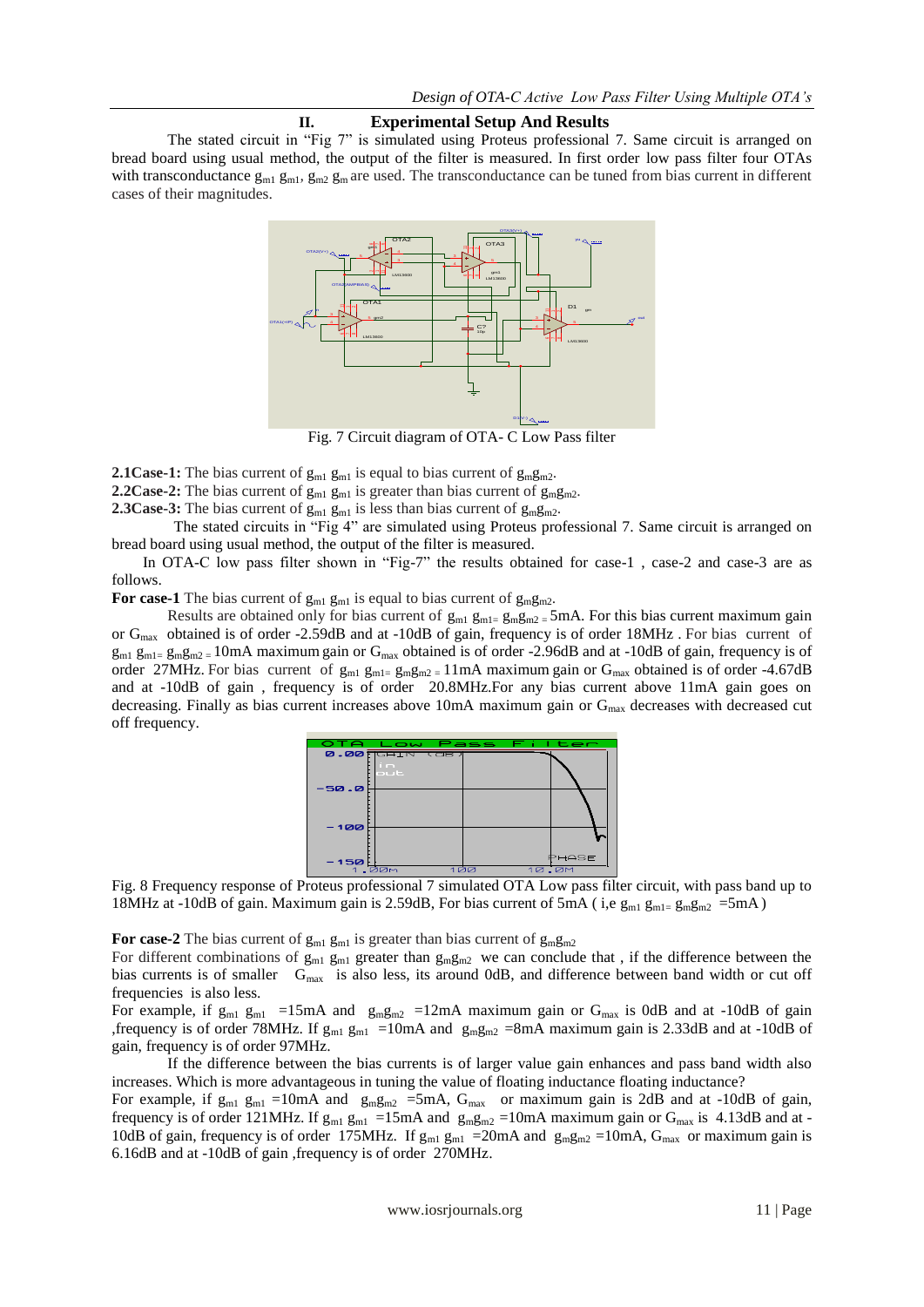## II. Experimental Setup And Results

The stated circuit in "Fig 7" is simulated using Proteus professional 7. Same circuit is arranged on bread board using usual method, the output of the filter is measured. In first order low pass filter four OTAs with transconductance $g_{m1}$ $g_{m1}$, $g_{m2}$ $g_m$ are used. The transconductance can be tuned from bias current in different cases of their magnitudes.

Fig. 7 Circuit diagram of OTA- C Low Pass filter

**2.1Case-1:** The bias current of $g_{m1}$ $g_{m1}$ is equal to bias current of $g_m g_{m2}$.
**2.2Case-2:** The bias current of $g_{m1}$ $g_{m1}$ is greater than bias current of $g_m g_{m2}$.
**2.3Case-3:** The bias current of $g_{m1}$ $g_{m1}$ is less than bias current of $g_m g_{m2}$.

The stated circuits in "Fig 4" are simulated using Proteus professional 7. Same circuit is arranged on bread board using usual method, the output of the filter is measured.

In OTA-C low pass filter shown in "Fig-7" the results obtained for case-1 , case-2 and case-3 are as follows.

**For case-1** The bias current of $g_{m1}$ $g_{m1}$ is equal to bias current of $g_m g_{m2}$.

Results are obtained only for bias current of $g_{m1}$ $g_{m1=}$ $g_m g_{m2}$ $_=$ 5mA. For this bias current maximum gain or $G_{max}$ obtained is of order -2.59dB and at -10dB of gain, frequency is of order 18MHz . For bias current of $g_{m1}$ $g_{m1=}$ $g_m g_{m2}$ $_=$ 10mA maximum gain or $G_{max}$ obtained is of order -2.96dB and at -10dB of gain, frequency is of order 27MHz. For bias current of $g_{m1}$ $g_{m1=}$ $g_m g_{m2}$ $_=$ 11mA maximum gain or $G_{max}$ obtained is of order -4.67dB and at -10dB of gain , frequency is of order 20.8MHz.For any bias current above 11mA gain goes on decreasing. Finally as bias current increases above 10mA maximum gain or $G_{max}$ decreases with decreased cut off frequency.

Fig. 8 Frequency response of Proteus professional 7 simulated OTA Low pass filter circuit, with pass band up to 18MHz at -10dB of gain. Maximum gain is 2.59dB, For bias current of 5mA ( i,e $g_{m1}$ $g_{m1=}$ $g_m g_{m2}$ =5mA )

**For case-2** The bias current of $g_{m1}$ $g_{m1}$ is greater than bias current of $g_m g_{m2}$

For different combinations of $g_{m1}$ $g_{m1}$ greater than $g_m g_{m2}$ we can conclude that , if the difference between the bias currents is of smaller $G_{max}$ is also less, its around 0dB, and difference between band width or cut off frequencies is also less.

For example, if $g_{m1}$ $g_{m1}$ =15mA and $g_m g_{m2}$ =12mA maximum gain or $G_{max}$ is 0dB and at -10dB of gain ,frequency is of order 78MHz. If $g_{m1}$ $g_{m1}$ =10mA and $g_m g_{m2}$ =8mA maximum gain is 2.33dB and at -10dB of gain, frequency is of order 97MHz.

If the difference between the bias currents is of larger value gain enhances and pass band width also increases. Which is more advantageous in tuning the value of floating inductance floating inductance?

For example, if $g_{m1}$ $g_{m1}$ =10mA and $g_m g_{m2}$ =5mA, $G_{max}$ or maximum gain is 2dB and at -10dB of gain, frequency is of order 121MHz. If $g_{m1}$ $g_{m1}$ =15mA and $g_m g_{m2}$ =10mA maximum gain or $G_{max}$ is 4.13dB and at -10dB of gain, frequency is of order 175MHz. If $g_{m1}$ $g_{m1}$ =20mA and $g_m g_{m2}$ =10mA, $G_{max}$ or maximum gain is 6.16dB and at -10dB of gain ,frequency is of order 270MHz.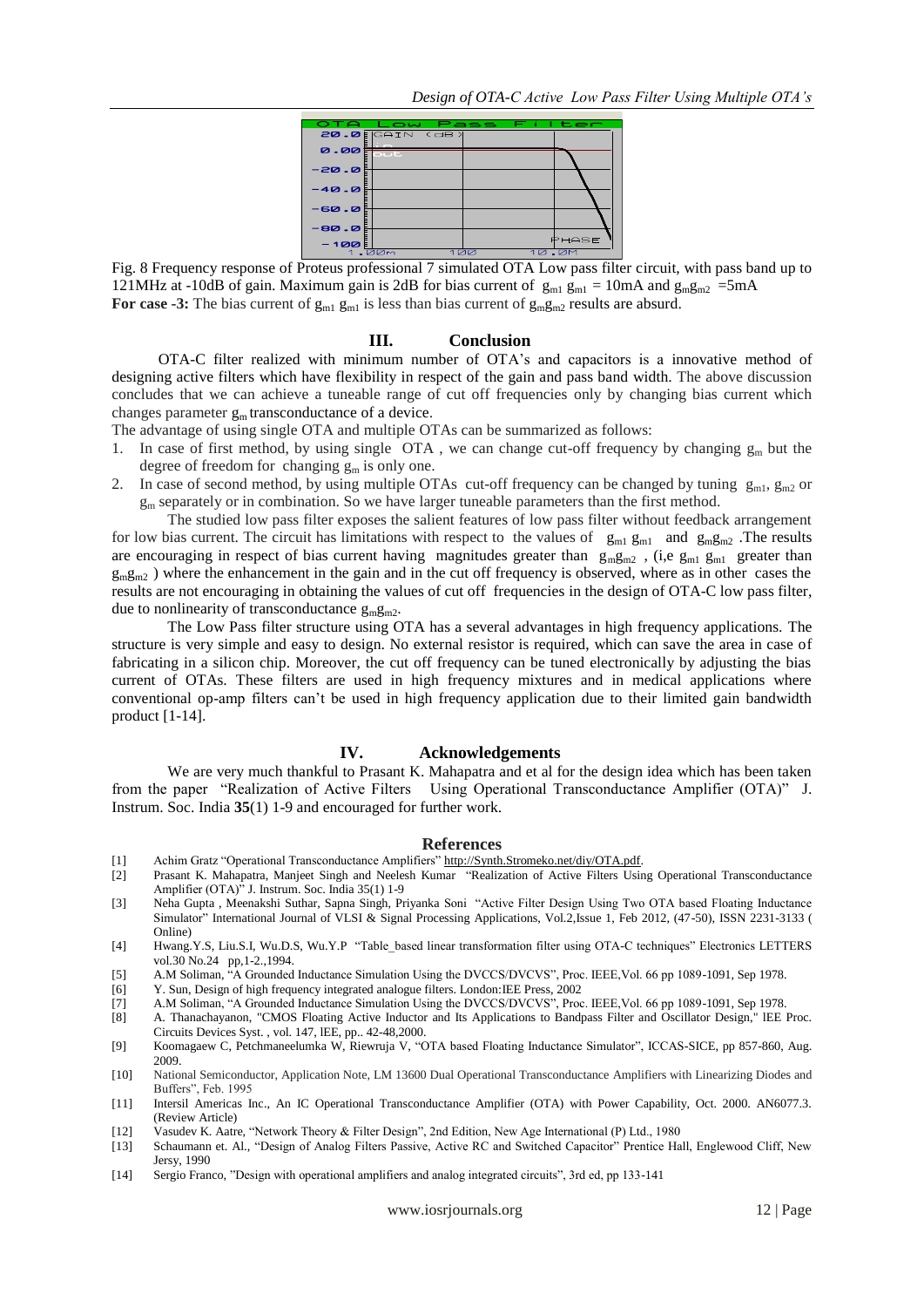OTA Low Pass Filter

20.0
0.00
-20.0
-40.0
-60.0
-80.0
-100

GAIN (dB)

OUT

PHASE

1.00m
100
10.0M

Fig. 8 Frequency response of Proteus professional 7 simulated OTA Low pass filter circuit, with pass band up to 121MHz at -10dB of gain. Maximum gain is 2dB for bias current of $g_{m1}$ $g_{m1}$ = 10mA and $g_m g_{m2}$ =5mA

**For case -3:** The bias current of $g_{m1}$ $g_{m1}$ is less than bias current of $g_m g_{m2}$ results are absurd.

## III. Conclusion

OTA-C filter realized with minimum number of OTA's and capacitors is a innovative method of designing active filters which have flexibility in respect of the gain and pass band width. The above discussion concludes that we can achieve a tuneable range of cut off frequencies only by changing bias current which changes parameter $g_m$ transconductance of a device.

The advantage of using single OTA and multiple OTAs can be summarized as follows:

1. In case of first method, by using single OTA , we can change cut-off frequency by changing $g_m$ but the degree of freedom for changing $g_m$ is only one.
2. In case of second method, by using multiple OTAs cut-off frequency can be changed by tuning $g_{m1}$, $g_{m2}$ or $g_m$ separately or in combination. So we have larger tuneable parameters than the first method.

The studied low pass filter exposes the salient features of low pass filter without feedback arrangement for low bias current. The circuit has limitations with respect to the values of $g_{m1}$ $g_{m1}$ and $g_m g_{m2}$ .The results are encouraging in respect of bias current having magnitudes greater than $g_m g_{m2}$ , (i,e $g_{m1}$ $g_{m1}$ greater than $g_m g_{m2}$ ) where the enhancement in the gain and in the cut off frequency is observed, where as in other cases the results are not encouraging in obtaining the values of cut off frequencies in the design of OTA-C low pass filter, due to nonlinearity of transconductance $g_m g_{m2}$.

The Low Pass filter structure using OTA has a several advantages in high frequency applications. The structure is very simple and easy to design. No external resistor is required, which can save the area in case of fabricating in a silicon chip. Moreover, the cut off frequency can be tuned electronically by adjusting the bias current of OTAs. These filters are used in high frequency mixtures and in medical applications where conventional op-amp filters can't be used in high frequency application due to their limited gain bandwidth product [1-14].

## IV. Acknowledgements

We are very much thankful to Prasant K. Mahapatra and et al for the design idea which has been taken from the paper "Realization of Active Filters Using Operational Transconductance Amplifier (OTA)" J. Instrum. Soc. India **35**(1) 1-9 and encouraged for further work.

## References

[1] Achim Gratz "Operational Transconductance Amplifiers" http://Synth.Stromeko.net/diy/OTA.pdf.

[2] Prasant K. Mahapatra, Manjeet Singh and Neelesh Kumar "Realization of Active Filters Using Operational Transconductance Amplifier (OTA)" J. Instrum. Soc. India 35(1) 1-9

[3] Neha Gupta , Meenakshi Suthar, Sapna Singh, Priyanka Soni "Active Filter Design Using Two OTA based Floating Inductance Simulator" International Journal of VLSI & Signal Processing Applications, Vol.2,Issue 1, Feb 2012, (47-50), ISSN 2231-3133 ( Online)

[4] Hwang.Y.S, Liu.S.I, Wu.D.S, Wu.Y.P "Table_based linear transformation filter using OTA-C techniques" Electronics LETTERS vol.30 No.24 pp,1-2.,1994.

[5] A.M Soliman, "A Grounded Inductance Simulation Using the DVCCS/DVCVS", Proc. IEEE,Vol. 66 pp 1089-1091, Sep 1978.

[6] Y. Sun, Design of high frequency integrated analogue filters. London:IEE Press, 2002

[7] A.M Soliman, "A Grounded Inductance Simulation Using the DVCCS/DVCVS", Proc. IEEE,Vol. 66 pp 1089-1091, Sep 1978.

[8] A. Thanachayanon, "CMOS Floating Active Inductor and Its Applications to Bandpass Filter and Oscillator Design," IEE Proc. Circuits Devices Syst. , vol. 147, IEE, pp.. 42-48,2000.

[9] Koomagaew C, Petchmaneelumka W, Riewruja V, "OTA based Floating Inductance Simulator", ICCAS-SICE, pp 857-860, Aug. 2009.

[10] National Semiconductor, Application Note, LM 13600 Dual Operational Transconductance Amplifiers with Linearizing Diodes and Buffers", Feb. 1995

[11] Intersil Americas Inc., An IC Operational Transconductance Amplifier (OTA) with Power Capability, Oct. 2000. AN6077.3. (Review Article)

[12] Vasudev K. Aatre, "Network Theory & Filter Design", 2nd Edition, New Age International (P) Ltd., 1980

[13] Schaumann et. Al., "Design of Analog Filters Passive, Active RC and Switched Capacitor" Prentice Hall, Englewood Cliff, New Jersy, 1990

[14] Sergio Franco, "Design with operational amplifiers and analog integrated circuits", 3rd ed, pp 133-141